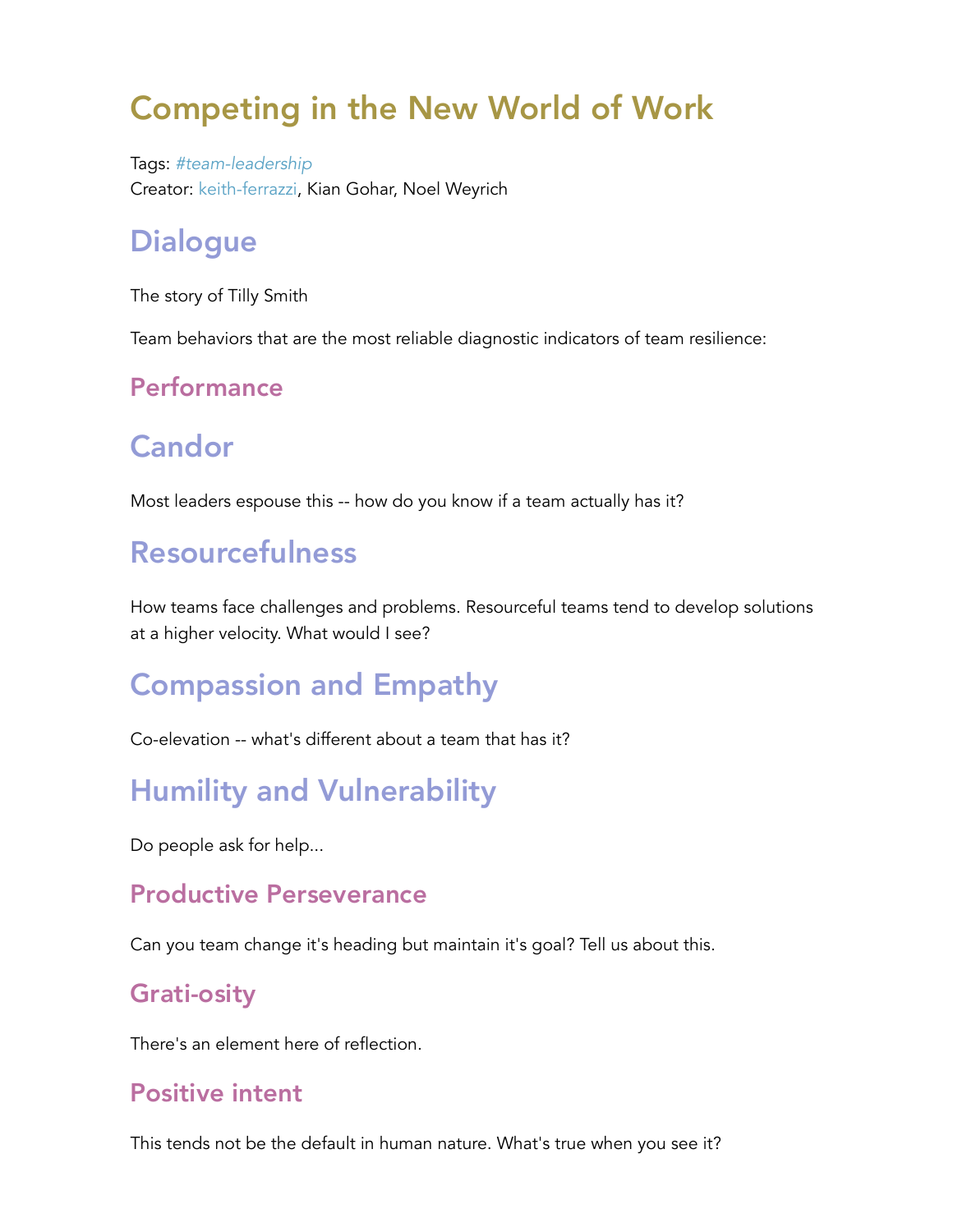# Competing in the New World of Work

Tags: *#team-leadership*
Creator: keith-ferrazzi, Kian Gohar, Noel Weyrich

## Dialogue

The story of Tilly Smith

Team behaviors that are the most reliable diagnostic indicators of team resilience:

### Performance

## Candor

Most leaders espouse this -- how do you know if a team actually has it?

## Resourcefulness

How teams face challenges and problems. Resourceful teams tend to develop solutions at a higher velocity. What would I see?

## Compassion and Empathy

Co-elevation -- what's different about a team that has it?

## Humility and Vulnerability

Do people ask for help...

### Productive Perseverance

Can you team change it's heading but maintain it's goal? Tell us about this.

### Grati-osity

There's an element here of reflection.

### Positive intent

This tends not be the default in human nature. What's true when you see it?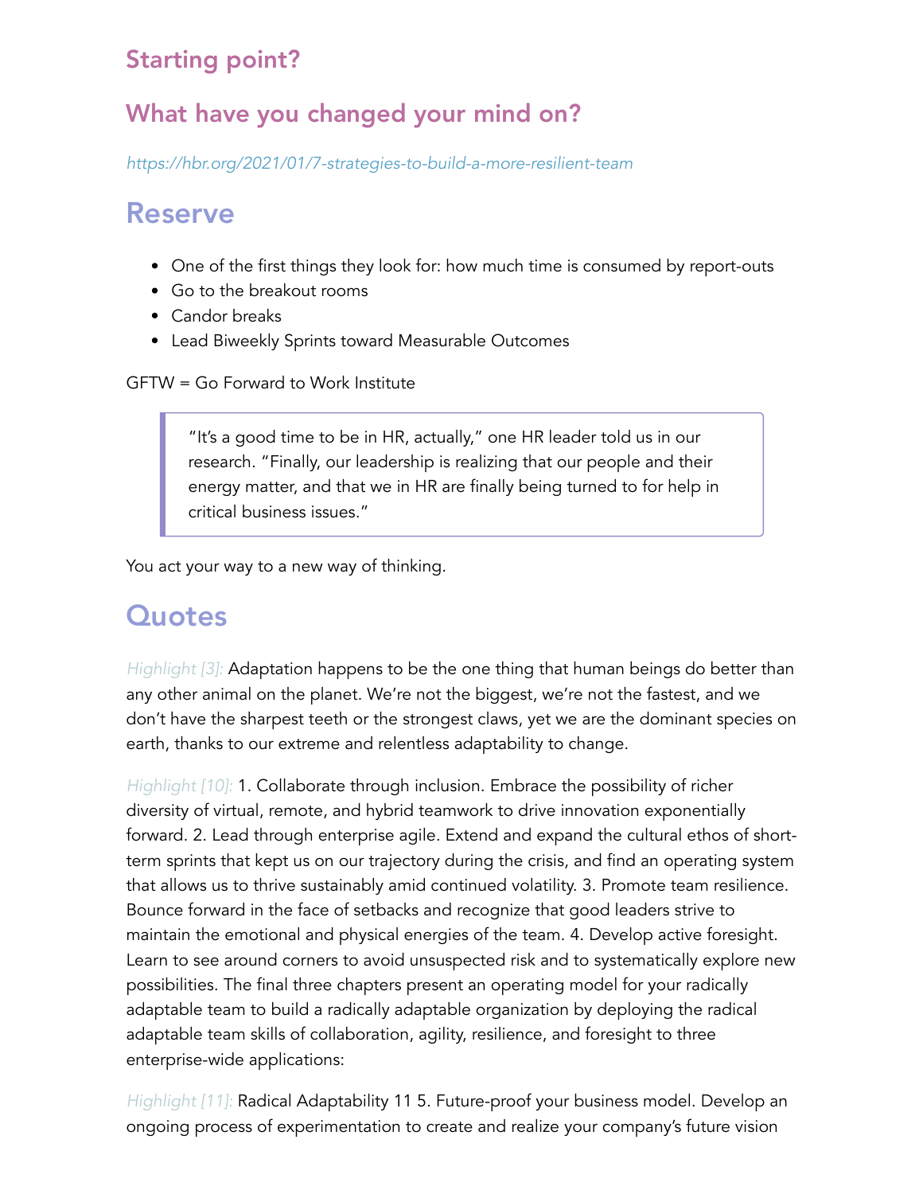## Starting point?

## What have you changed your mind on?

*https://hbr.org/2021/01/7-strategies-to-build-a-more-resilient-team*

# Reserve

- One of the first things they look for: how much time is consumed by report-outs
- Go to the breakout rooms
- Candor breaks
- Lead Biweekly Sprints toward Measurable Outcomes

GFTW = Go Forward to Work Institute

> "It's a good time to be in HR, actually," one HR leader told us in our research. "Finally, our leadership is realizing that our people and their energy matter, and that we in HR are finally being turned to for help in critical business issues."

You act your way to a new way of thinking.

# Quotes

*Highlight [3]:* Adaptation happens to be the one thing that human beings do better than any other animal on the planet. We're not the biggest, we're not the fastest, and we don't have the sharpest teeth or the strongest claws, yet we are the dominant species on earth, thanks to our extreme and relentless adaptability to change.

*Highlight [10]:* 1. Collaborate through inclusion. Embrace the possibility of richer diversity of virtual, remote, and hybrid teamwork to drive innovation exponentially forward. 2. Lead through enterprise agile. Extend and expand the cultural ethos of short-term sprints that kept us on our trajectory during the crisis, and find an operating system that allows us to thrive sustainably amid continued volatility. 3. Promote team resilience. Bounce forward in the face of setbacks and recognize that good leaders strive to maintain the emotional and physical energies of the team. 4. Develop active foresight. Learn to see around corners to avoid unsuspected risk and to systematically explore new possibilities. The final three chapters present an operating model for your radically adaptable team to build a radically adaptable organization by deploying the radical adaptable team skills of collaboration, agility, resilience, and foresight to three enterprise-wide applications:

*Highlight [11]:* Radical Adaptability 11 5. Future-proof your business model. Develop an ongoing process of experimentation to create and realize your company's future vision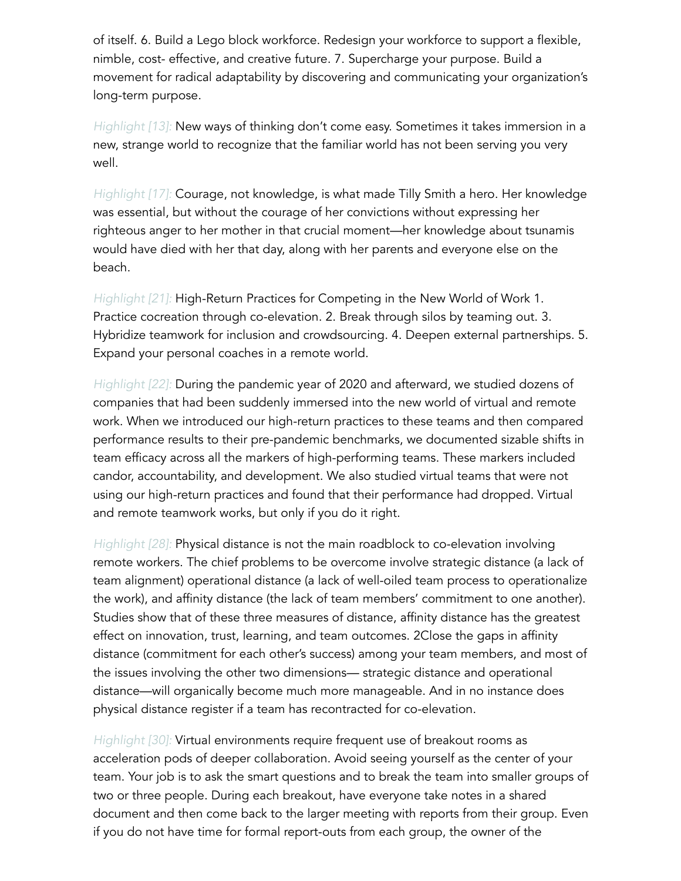of itself. 6. Build a Lego block workforce. Redesign your workforce to support a flexible, nimble, cost- effective, and creative future. 7. Supercharge your purpose. Build a movement for radical adaptability by discovering and communicating your organization's long-term purpose.

*Highlight [13]:* New ways of thinking don't come easy. Sometimes it takes immersion in a new, strange world to recognize that the familiar world has not been serving you very well.

*Highlight [17]:* Courage, not knowledge, is what made Tilly Smith a hero. Her knowledge was essential, but without the courage of her convictions without expressing her righteous anger to her mother in that crucial moment—her knowledge about tsunamis would have died with her that day, along with her parents and everyone else on the beach.

*Highlight [21]:* High-Return Practices for Competing in the New World of Work 1. Practice cocreation through co-elevation. 2. Break through silos by teaming out. 3. Hybridize teamwork for inclusion and crowdsourcing. 4. Deepen external partnerships. 5. Expand your personal coaches in a remote world.

*Highlight [22]:* During the pandemic year of 2020 and afterward, we studied dozens of companies that had been suddenly immersed into the new world of virtual and remote work. When we introduced our high-return practices to these teams and then compared performance results to their pre-pandemic benchmarks, we documented sizable shifts in team efficacy across all the markers of high-performing teams. These markers included candor, accountability, and development. We also studied virtual teams that were not using our high-return practices and found that their performance had dropped. Virtual and remote teamwork works, but only if you do it right.

*Highlight [28]:* Physical distance is not the main roadblock to co-elevation involving remote workers. The chief problems to be overcome involve strategic distance (a lack of team alignment) operational distance (a lack of well-oiled team process to operationalize the work), and affinity distance (the lack of team members' commitment to one another). Studies show that of these three measures of distance, affinity distance has the greatest effect on innovation, trust, learning, and team outcomes. 2Close the gaps in affinity distance (commitment for each other's success) among your team members, and most of the issues involving the other two dimensions— strategic distance and operational distance—will organically become much more manageable. And in no instance does physical distance register if a team has recontracted for co-elevation.

*Highlight [30]:* Virtual environments require frequent use of breakout rooms as acceleration pods of deeper collaboration. Avoid seeing yourself as the center of your team. Your job is to ask the smart questions and to break the team into smaller groups of two or three people. During each breakout, have everyone take notes in a shared document and then come back to the larger meeting with reports from their group. Even if you do not have time for formal report-outs from each group, the owner of the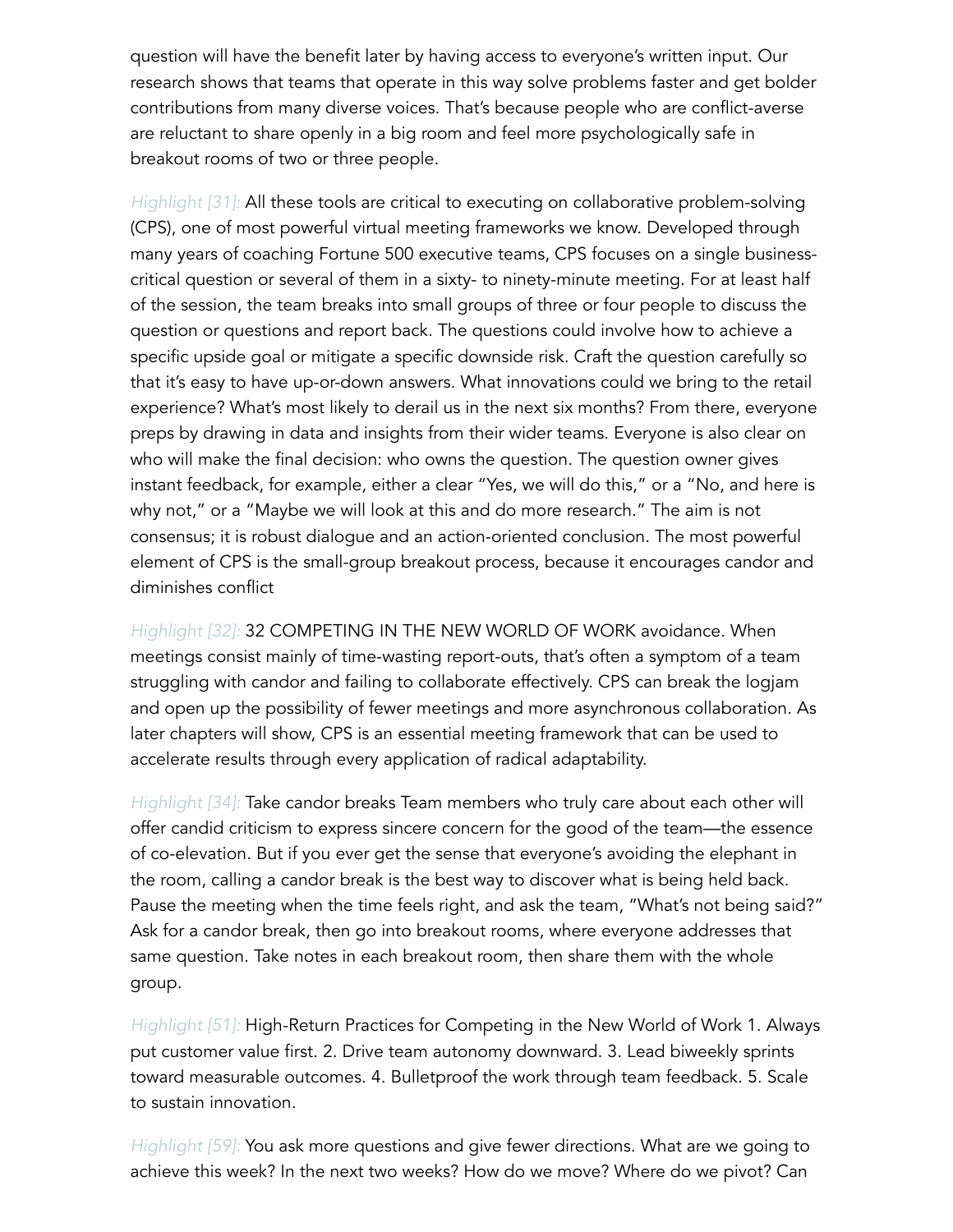question will have the benefit later by having access to everyone's written input. Our research shows that teams that operate in this way solve problems faster and get bolder contributions from many diverse voices. That's because people who are conflict-averse are reluctant to share openly in a big room and feel more psychologically safe in breakout rooms of two or three people.

*Highlight [31]:* All these tools are critical to executing on collaborative problem-solving (CPS), one of most powerful virtual meeting frameworks we know. Developed through many years of coaching Fortune 500 executive teams, CPS focuses on a single business-critical question or several of them in a sixty- to ninety-minute meeting. For at least half of the session, the team breaks into small groups of three or four people to discuss the question or questions and report back. The questions could involve how to achieve a specific upside goal or mitigate a specific downside risk. Craft the question carefully so that it's easy to have up-or-down answers. What innovations could we bring to the retail experience? What's most likely to derail us in the next six months? From there, everyone preps by drawing in data and insights from their wider teams. Everyone is also clear on who will make the final decision: who owns the question. The question owner gives instant feedback, for example, either a clear "Yes, we will do this," or a "No, and here is why not," or a "Maybe we will look at this and do more research." The aim is not consensus; it is robust dialogue and an action-oriented conclusion. The most powerful element of CPS is the small-group breakout process, because it encourages candor and diminishes conflict

*Highlight [32]:* 32 COMPETING IN THE NEW WORLD OF WORK avoidance. When meetings consist mainly of time-wasting report-outs, that's often a symptom of a team struggling with candor and failing to collaborate effectively. CPS can break the logjam and open up the possibility of fewer meetings and more asynchronous collaboration. As later chapters will show, CPS is an essential meeting framework that can be used to accelerate results through every application of radical adaptability.

*Highlight [34]:* Take candor breaks Team members who truly care about each other will offer candid criticism to express sincere concern for the good of the team—the essence of co-elevation. But if you ever get the sense that everyone's avoiding the elephant in the room, calling a candor break is the best way to discover what is being held back. Pause the meeting when the time feels right, and ask the team, "What's not being said?" Ask for a candor break, then go into breakout rooms, where everyone addresses that same question. Take notes in each breakout room, then share them with the whole group.

*Highlight [51]:* High-Return Practices for Competing in the New World of Work 1. Always put customer value first. 2. Drive team autonomy downward. 3. Lead biweekly sprints toward measurable outcomes. 4. Bulletproof the work through team feedback. 5. Scale to sustain innovation.

*Highlight [59]:* You ask more questions and give fewer directions. What are we going to achieve this week? In the next two weeks? How do we move? Where do we pivot? Can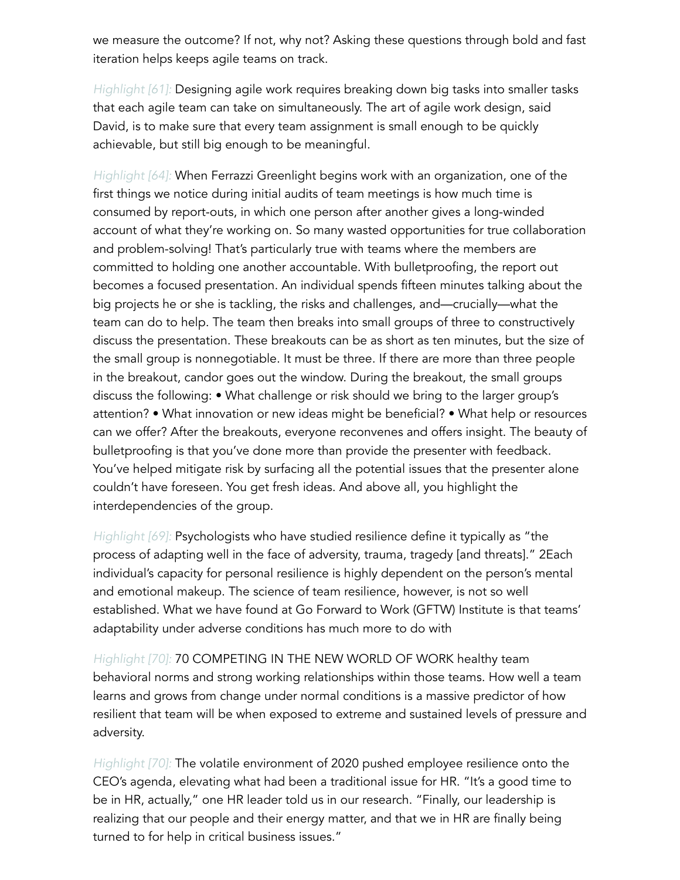we measure the outcome? If not, why not? Asking these questions through bold and fast iteration helps keeps agile teams on track.

*Highlight [61]:* Designing agile work requires breaking down big tasks into smaller tasks that each agile team can take on simultaneously. The art of agile work design, said David, is to make sure that every team assignment is small enough to be quickly achievable, but still big enough to be meaningful.

*Highlight [64]:* When Ferrazzi Greenlight begins work with an organization, one of the first things we notice during initial audits of team meetings is how much time is consumed by report-outs, in which one person after another gives a long-winded account of what they're working on. So many wasted opportunities for true collaboration and problem-solving! That's particularly true with teams where the members are committed to holding one another accountable. With bulletproofing, the report out becomes a focused presentation. An individual spends fifteen minutes talking about the big projects he or she is tackling, the risks and challenges, and—crucially—what the team can do to help. The team then breaks into small groups of three to constructively discuss the presentation. These breakouts can be as short as ten minutes, but the size of the small group is nonnegotiable. It must be three. If there are more than three people in the breakout, candor goes out the window. During the breakout, the small groups discuss the following: • What challenge or risk should we bring to the larger group's attention? • What innovation or new ideas might be beneficial? • What help or resources can we offer? After the breakouts, everyone reconvenes and offers insight. The beauty of bulletproofing is that you've done more than provide the presenter with feedback. You've helped mitigate risk by surfacing all the potential issues that the presenter alone couldn't have foreseen. You get fresh ideas. And above all, you highlight the interdependencies of the group.

*Highlight [69]:* Psychologists who have studied resilience define it typically as "the process of adapting well in the face of adversity, trauma, tragedy [and threats]." 2Each individual's capacity for personal resilience is highly dependent on the person's mental and emotional makeup. The science of team resilience, however, is not so well established. What we have found at Go Forward to Work (GFTW) Institute is that teams' adaptability under adverse conditions has much more to do with

*Highlight [70]:* 70 COMPETING IN THE NEW WORLD OF WORK healthy team behavioral norms and strong working relationships within those teams. How well a team learns and grows from change under normal conditions is a massive predictor of how resilient that team will be when exposed to extreme and sustained levels of pressure and adversity.

*Highlight [70]:* The volatile environment of 2020 pushed employee resilience onto the CEO's agenda, elevating what had been a traditional issue for HR. "It's a good time to be in HR, actually," one HR leader told us in our research. "Finally, our leadership is realizing that our people and their energy matter, and that we in HR are finally being turned to for help in critical business issues."